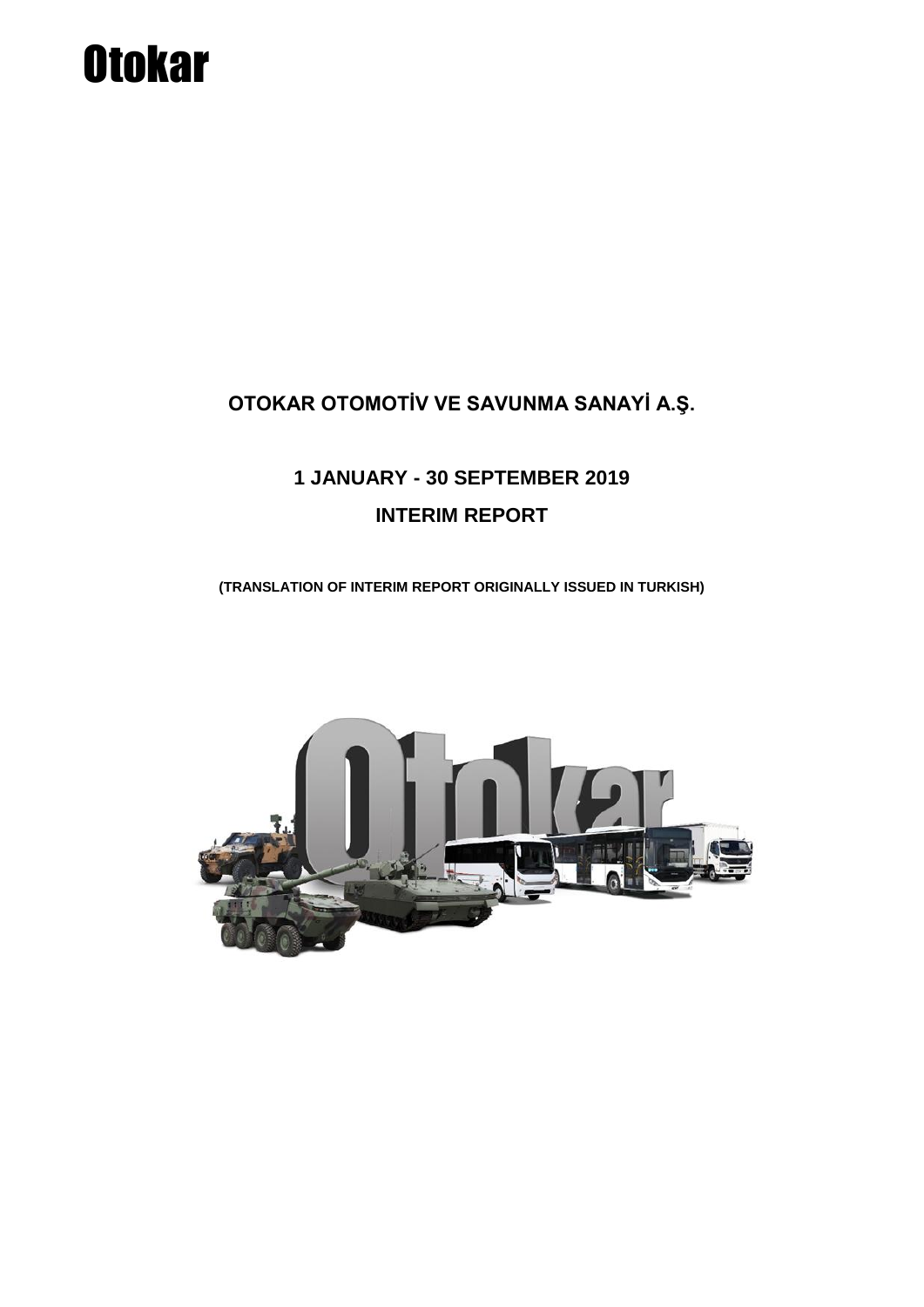Otokar

# OTOKAR OTOMOTİV VE SAVUNMA SANAYİ A.Ş.

## 1 JANUARY - 30 SEPTEMBER 2019

## INTERIM REPORT

**(TRANSLATION OF INTERIM REPORT ORIGINALLY ISSUED IN TURKISH)**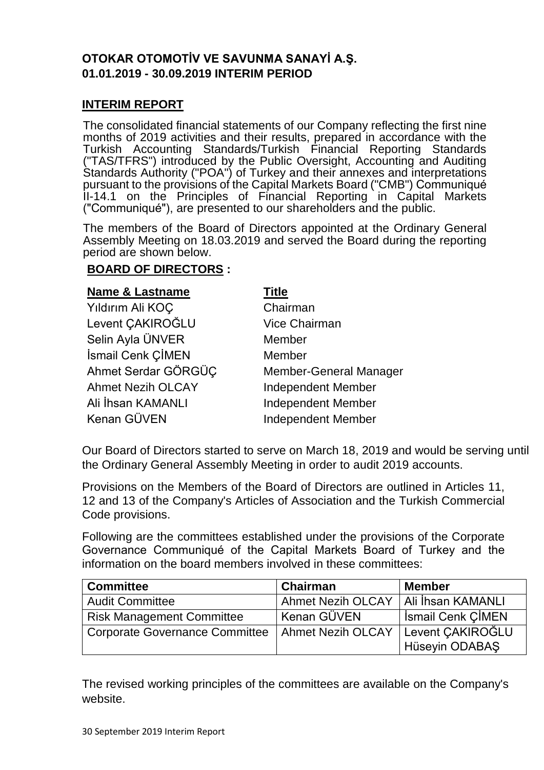**OTOKAR OTOMOTİV VE SAVUNMA SANAYİ A.Ş.**
**01.01.2019 - 30.09.2019 INTERIM PERIOD**

## INTERIM REPORT

The consolidated financial statements of our Company reflecting the first nine months of 2019 activities and their results, prepared in accordance with the Turkish Accounting Standards/Turkish Financial Reporting Standards ("TAS/TFRS") introduced by the Public Oversight, Accounting and Auditing Standards Authority ("POA") of Turkey and their annexes and interpretations pursuant to the provisions of the Capital Markets Board ("CMB") Communiqué II-14.1 on the Principles of Financial Reporting in Capital Markets ("Communiqué"), are presented to our shareholders and the public.

The members of the Board of Directors appointed at the Ordinary General Assembly Meeting on 18.03.2019 and served the Board during the reporting period are shown below.

### BOARD OF DIRECTORS :

| Name & Lastname | Title |
|---|---|
| Yıldırım Ali KOÇ | Chairman |
| Levent ÇAKIROĞLU | Vice Chairman |
| Selin Ayla ÜNVER | Member |
| İsmail Cenk ÇİMEN | Member |
| Ahmet Serdar GÖRGÜÇ | Member-General Manager |
| Ahmet Nezih OLCAY | Independent Member |
| Ali İhsan KAMANLI | Independent Member |
| Kenan GÜVEN | Independent Member |

Our Board of Directors started to serve on March 18, 2019 and would be serving until the Ordinary General Assembly Meeting in order to audit 2019 accounts.

Provisions on the Members of the Board of Directors are outlined in Articles 11, 12 and 13 of the Company's Articles of Association and the Turkish Commercial Code provisions.

Following are the committees established under the provisions of the Corporate Governance Communiqué of the Capital Markets Board of Turkey and the information on the board members involved in these committees:

| Committee | Chairman | Member |
|---|---|---|
| Audit Committee | Ahmet Nezih OLCAY | Ali İhsan KAMANLI |
| Risk Management Committee | Kenan GÜVEN | İsmail Cenk ÇİMEN |
| Corporate Governance Committee | Ahmet Nezih OLCAY | Levent ÇAKIROĞLU<br>Hüseyin ODABAŞ |

The revised working principles of the committees are available on the Company's website.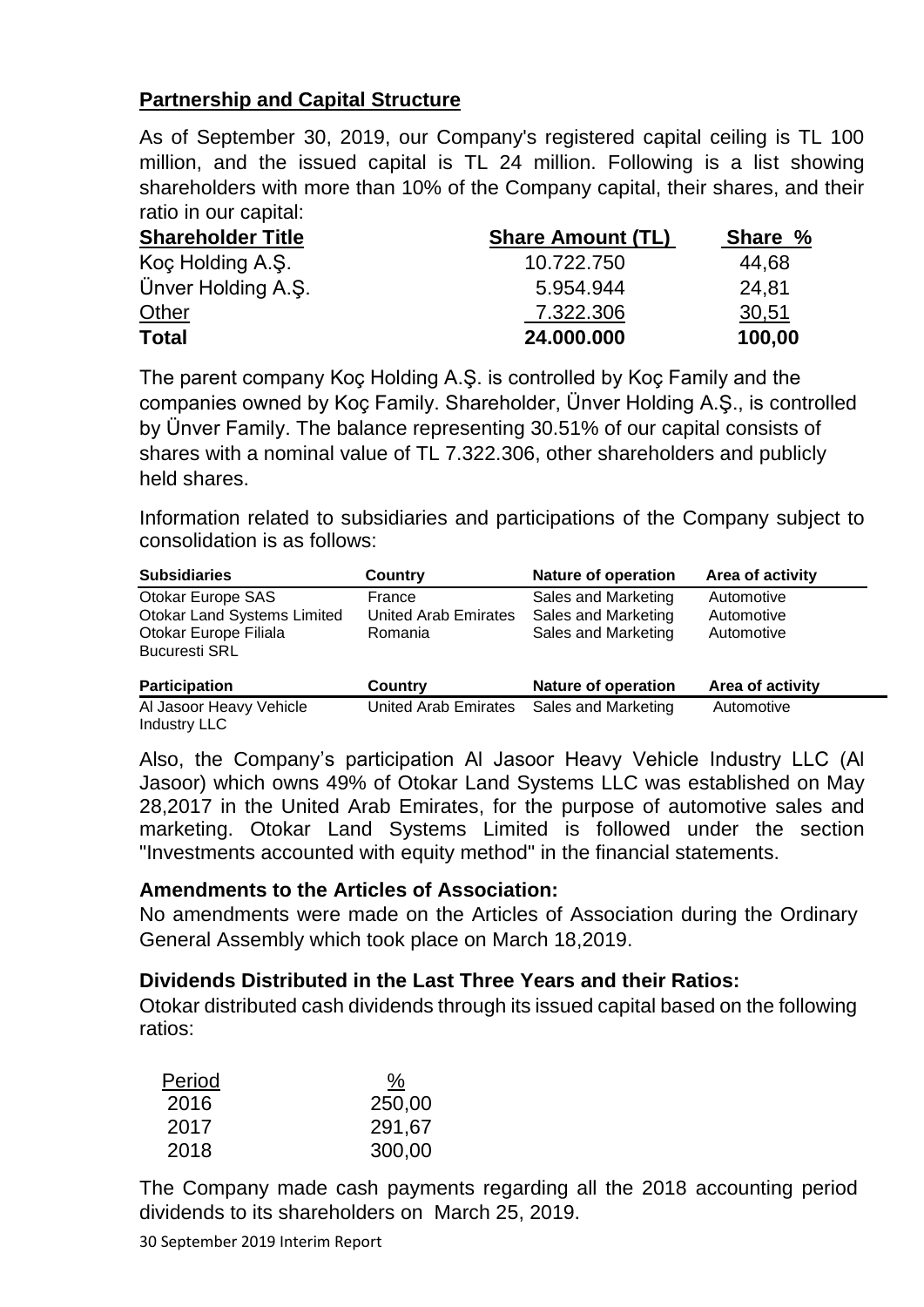## Partnership and Capital Structure

As of September 30, 2019, our Company's registered capital ceiling is TL 100 million, and the issued capital is TL 24 million. Following is a list showing shareholders with more than 10% of the Company capital, their shares, and their ratio in our capital:

| Shareholder Title | Share Amount (TL) | Share % |
|---|---|---|
| Koç Holding A.Ş. | 10.722.750 | 44,68 |
| Ünver Holding A.Ş. | 5.954.944 | 24,81 |
| Other | 7.322.306 | 30,51 |
| **Total** | **24.000.000** | **100,00** |

The parent company Koç Holding A.Ş. is controlled by Koç Family and the companies owned by Koç Family. Shareholder, Ünver Holding A.Ş., is controlled by Ünver Family. The balance representing 30.51% of our capital consists of shares with a nominal value of TL 7.322.306, other shareholders and publicly held shares.

Information related to subsidiaries and participations of the Company subject to consolidation is as follows:

| Subsidiaries | Country | Nature of operation | Area of activity |
|---|---|---|---|
| Otokar Europe SAS | France | Sales and Marketing | Automotive |
| Otokar Land Systems Limited | United Arab Emirates | Sales and Marketing | Automotive |
| Otokar Europe Filiala Bucuresti SRL | Romania | Sales and Marketing | Automotive |

| Participation | Country | Nature of operation | Area of activity |
|---|---|---|---|
| Al Jasoor Heavy Vehicle Industry LLC | United Arab Emirates | Sales and Marketing | Automotive |

Also, the Company's participation Al Jasoor Heavy Vehicle Industry LLC (Al Jasoor) which owns 49% of Otokar Land Systems LLC was established on May 28,2017 in the United Arab Emirates, for the purpose of automotive sales and marketing. Otokar Land Systems Limited is followed under the section "Investments accounted with equity method" in the financial statements.

### Amendments to the Articles of Association:

No amendments were made on the Articles of Association during the Ordinary General Assembly which took place on March 18,2019.

### Dividends Distributed in the Last Three Years and their Ratios:

Otokar distributed cash dividends through its issued capital based on the following ratios:

| Period | % |
|---|---|
| 2016 | 250,00 |
| 2017 | 291,67 |
| 2018 | 300,00 |

The Company made cash payments regarding all the 2018 accounting period dividends to its shareholders on March 25, 2019.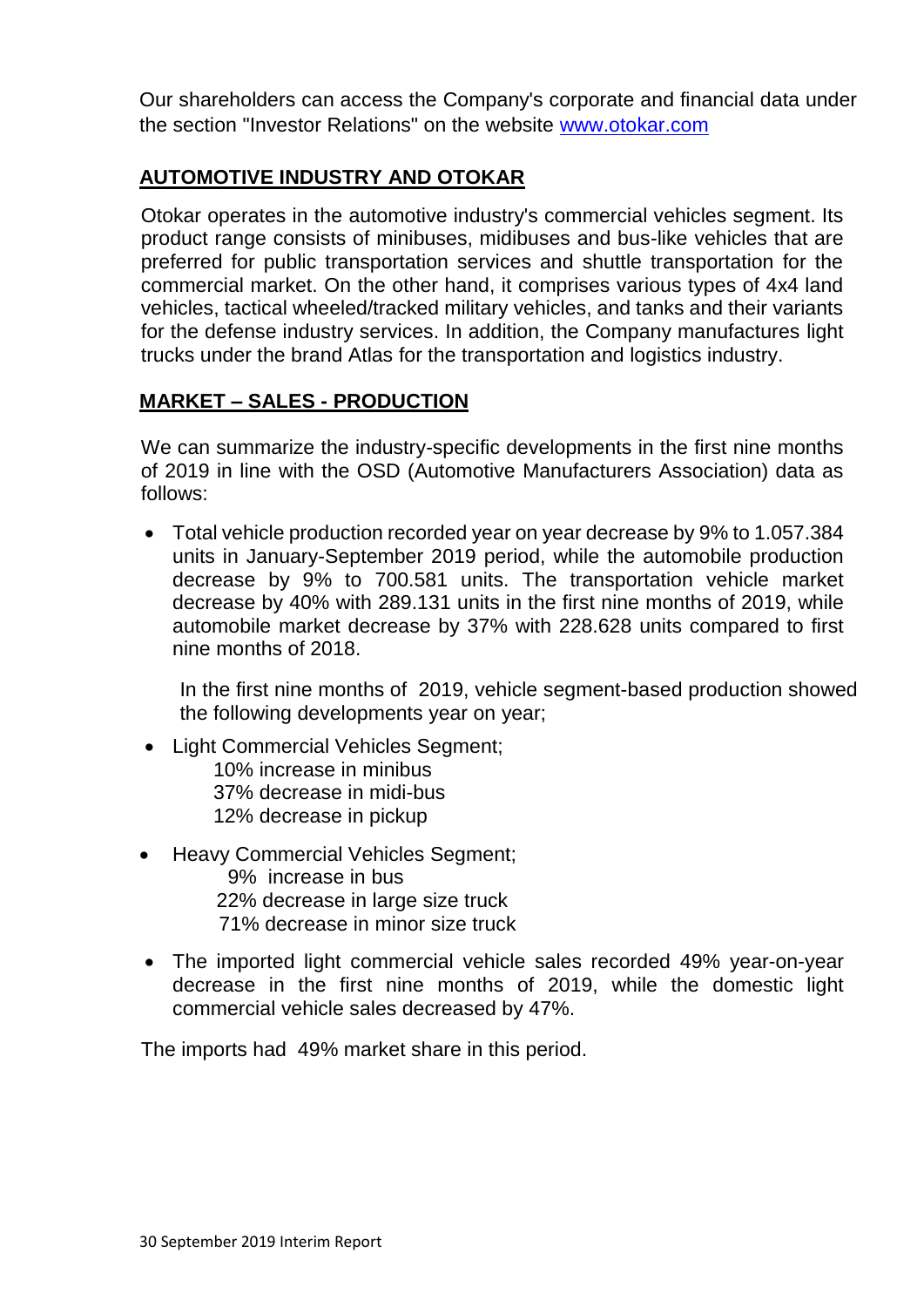Our shareholders can access the Company's corporate and financial data under the section "Investor Relations" on the website www.otokar.com

## AUTOMOTIVE INDUSTRY AND OTOKAR

Otokar operates in the automotive industry's commercial vehicles segment. Its product range consists of minibuses, midibuses and bus-like vehicles that are preferred for public transportation services and shuttle transportation for the commercial market. On the other hand, it comprises various types of 4x4 land vehicles, tactical wheeled/tracked military vehicles, and tanks and their variants for the defense industry services. In addition, the Company manufactures light trucks under the brand Atlas for the transportation and logistics industry.

## MARKET – SALES - PRODUCTION

We can summarize the industry-specific developments in the first nine months of 2019 in line with the OSD (Automotive Manufacturers Association) data as follows:

- Total vehicle production recorded year on year decrease by 9% to 1.057.384 units in January-September 2019 period, while the automobile production decrease by 9% to 700.581 units. The transportation vehicle market decrease by 40% with 289.131 units in the first nine months of 2019, while automobile market decrease by 37% with 228.628 units compared to first nine months of 2018.

  In the first nine months of 2019, vehicle segment-based production showed the following developments year on year;

- Light Commercial Vehicles Segment;
  - 10% increase in minibus
  - 37% decrease in midi-bus
  - 12% decrease in pickup

- Heavy Commercial Vehicles Segment;
  - 9% increase in bus
  - 22% decrease in large size truck
  - 71% decrease in minor size truck

- The imported light commercial vehicle sales recorded 49% year-on-year decrease in the first nine months of 2019, while the domestic light commercial vehicle sales decreased by 47%.

The imports had 49% market share in this period.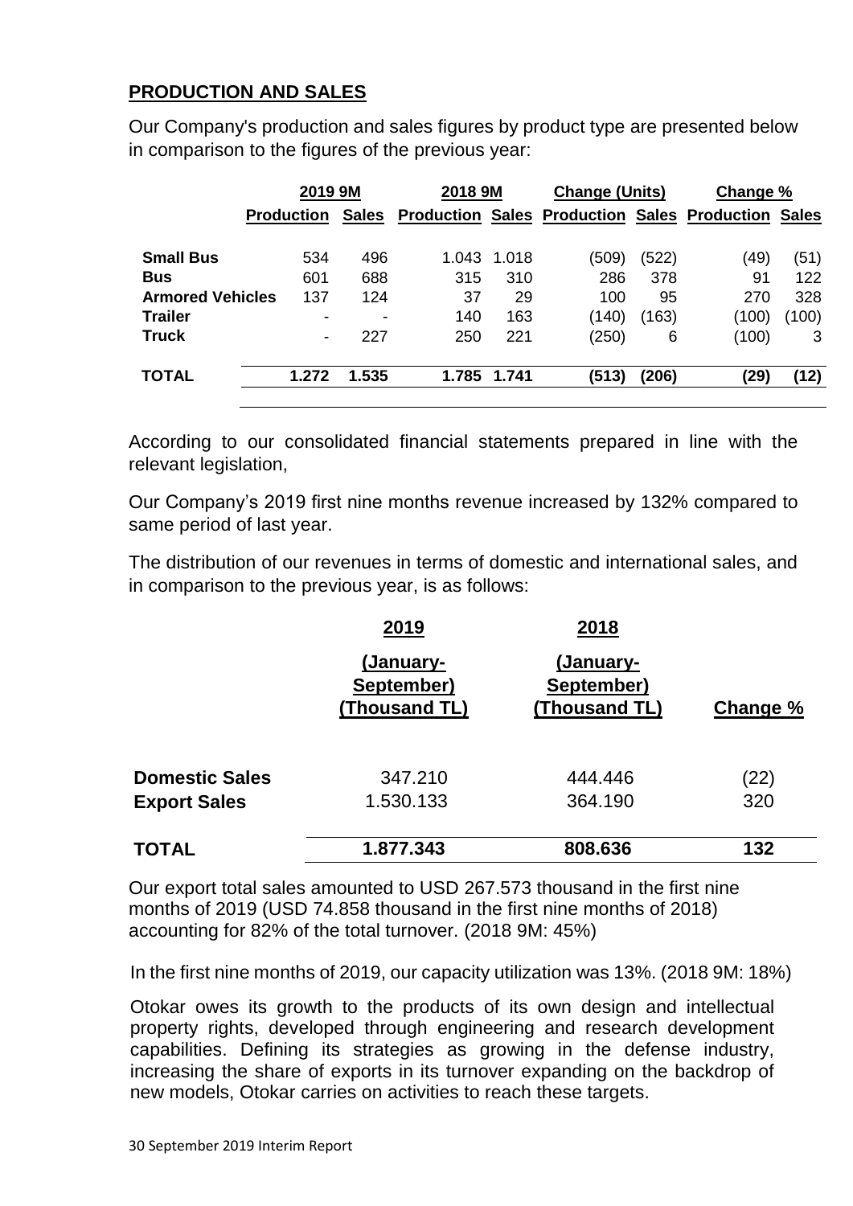## PRODUCTION AND SALES

Our Company's production and sales figures by product type are presented below in comparison to the figures of the previous year:

| | 2019 9M | | 2018 9M | | Change (Units) | | Change % | |
|---|---|---|---|---|---|---|---|---|
| | Production | Sales | Production | Sales | Production | Sales | Production | Sales |
| **Small Bus** | 534 | 496 | 1.043 | 1.018 | (509) | (522) | (49) | (51) |
| **Bus** | 601 | 688 | 315 | 310 | 286 | 378 | 91 | 122 |
| **Armored Vehicles** | 137 | 124 | 37 | 29 | 100 | 95 | 270 | 328 |
| **Trailer** | - | - | 140 | 163 | (140) | (163) | (100) | (100) |
| **Truck** | - | 227 | 250 | 221 | (250) | 6 | (100) | 3 |
| **TOTAL** | **1.272** | **1.535** | **1.785** | **1.741** | **(513)** | **(206)** | **(29)** | **(12)** |

According to our consolidated financial statements prepared in line with the relevant legislation,

Our Company's 2019 first nine months revenue increased by 132% compared to same period of last year.

The distribution of our revenues in terms of domestic and international sales, and in comparison to the previous year, is as follows:

| | 2019 (January-September) (Thousand TL) | 2018 (January-September) (Thousand TL) | Change % |
|---|---|---|---|
| **Domestic Sales** | 347.210 | 444.446 | (22) |
| **Export Sales** | 1.530.133 | 364.190 | 320 |
| **TOTAL** | **1.877.343** | **808.636** | **132** |

Our export total sales amounted to USD 267.573 thousand in the first nine months of 2019 (USD 74.858 thousand in the first nine months of 2018) accounting for 82% of the total turnover. (2018 9M: 45%)

In the first nine months of 2019, our capacity utilization was 13%. (2018 9M: 18%)

Otokar owes its growth to the products of its own design and intellectual property rights, developed through engineering and research development capabilities. Defining its strategies as growing in the defense industry, increasing the share of exports in its turnover expanding on the backdrop of new models, Otokar carries on activities to reach these targets.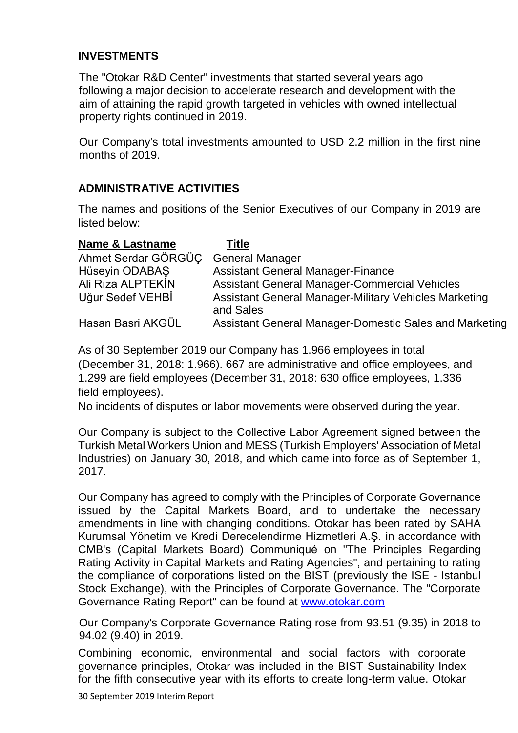## INVESTMENTS

The "Otokar R&D Center" investments that started several years ago following a major decision to accelerate research and development with the aim of attaining the rapid growth targeted in vehicles with owned intellectual property rights continued in 2019.

Our Company's total investments amounted to USD 2.2 million in the first nine months of 2019.

## ADMINISTRATIVE ACTIVITIES

The names and positions of the Senior Executives of our Company in 2019 are listed below:

| Name & Lastname | Title |
| --- | --- |
| Ahmet Serdar GÖRGÜÇ | General Manager |
| Hüseyin ODABAŞ | Assistant General Manager-Finance |
| Ali Rıza ALPTEKİN | Assistant General Manager-Commercial Vehicles |
| Uğur Sedef VEHBİ | Assistant General Manager-Military Vehicles Marketing and Sales |
| Hasan Basri AKGÜL | Assistant General Manager-Domestic Sales and Marketing |

As of 30 September 2019 our Company has 1.966 employees in total (December 31, 2018: 1.966). 667 are administrative and office employees, and 1.299 are field employees (December 31, 2018: 630 office employees, 1.336 field employees).
No incidents of disputes or labor movements were observed during the year.

Our Company is subject to the Collective Labor Agreement signed between the Turkish Metal Workers Union and MESS (Turkish Employers' Association of Metal Industries) on January 30, 2018, and which came into force as of September 1, 2017.

Our Company has agreed to comply with the Principles of Corporate Governance issued by the Capital Markets Board, and to undertake the necessary amendments in line with changing conditions. Otokar has been rated by SAHA Kurumsal Yönetim ve Kredi Derecelendirme Hizmetleri A.Ş. in accordance with CMB's (Capital Markets Board) Communiqué on "The Principles Regarding Rating Activity in Capital Markets and Rating Agencies", and pertaining to rating the compliance of corporations listed on the BIST (previously the ISE - Istanbul Stock Exchange), with the Principles of Corporate Governance. The "Corporate Governance Rating Report" can be found at www.otokar.com

Our Company's Corporate Governance Rating rose from 93.51 (9.35) in 2018 to 94.02 (9.40) in 2019.

Combining economic, environmental and social factors with corporate governance principles, Otokar was included in the BIST Sustainability Index for the fifth consecutive year with its efforts to create long-term value. Otokar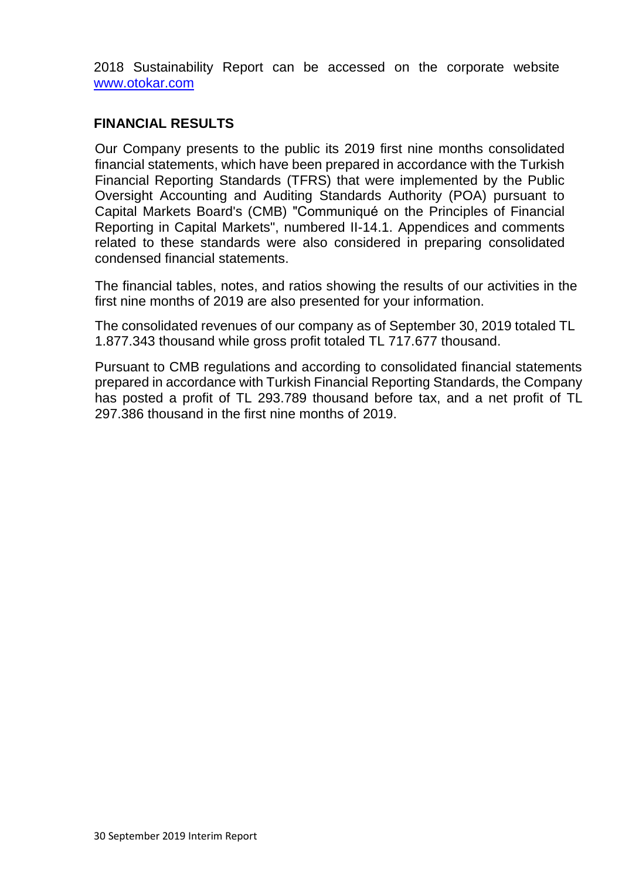2018 Sustainability Report can be accessed on the corporate website [www.otokar.com](http://www.otokar.com)

## FINANCIAL RESULTS

Our Company presents to the public its 2019 first nine months consolidated financial statements, which have been prepared in accordance with the Turkish Financial Reporting Standards (TFRS) that were implemented by the Public Oversight Accounting and Auditing Standards Authority (POA) pursuant to Capital Markets Board's (CMB) "Communiqué on the Principles of Financial Reporting in Capital Markets", numbered II-14.1. Appendices and comments related to these standards were also considered in preparing consolidated condensed financial statements.

The financial tables, notes, and ratios showing the results of our activities in the first nine months of 2019 are also presented for your information.

The consolidated revenues of our company as of September 30, 2019 totaled TL 1.877.343 thousand while gross profit totaled TL 717.677 thousand.

Pursuant to CMB regulations and according to consolidated financial statements prepared in accordance with Turkish Financial Reporting Standards, the Company has posted a profit of TL 293.789 thousand before tax, and a net profit of TL 297.386 thousand in the first nine months of 2019.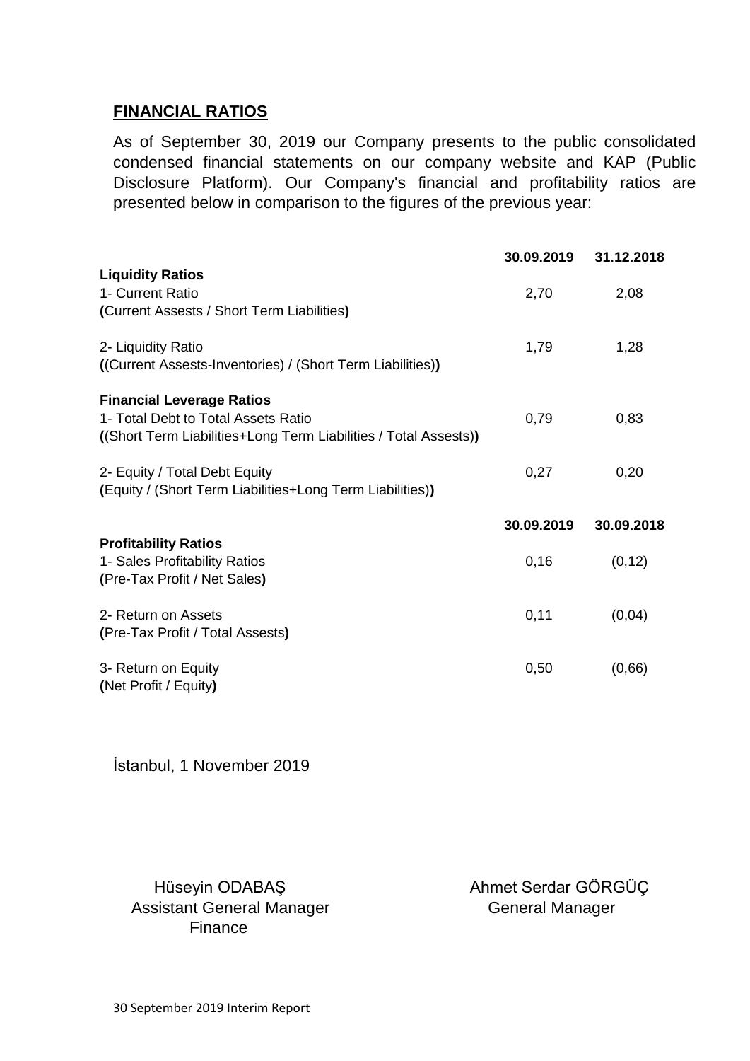## FINANCIAL RATIOS

As of September 30, 2019 our Company presents to the public consolidated condensed financial statements on our company website and KAP (Public Disclosure Platform). Our Company's financial and profitability ratios are presented below in comparison to the figures of the previous year:

| | 30.09.2019 | 31.12.2018 |
|---|---|---|
| **Liquidity Ratios** | | |
| 1- Current Ratio | 2,70 | 2,08 |
| **(**Current Assests / Short Term Liabilities**)** | | |
| 2- Liquidity Ratio | 1,79 | 1,28 |
| **(**(Current Assests-Inventories) / (Short Term Liabilities)**)** | | |
| **Financial Leverage Ratios** | | |
| 1- Total Debt to Total Assets Ratio | 0,79 | 0,83 |
| **(**(Short Term Liabilities+Long Term Liabilities / Total Assests)**)** | | |
| 2- Equity / Total Debt Equity | 0,27 | 0,20 |
| **(**Equity / (Short Term Liabilities+Long Term Liabilities)**)** | | |
| | **30.09.2019** | **30.09.2018** |
| **Profitability Ratios** | | |
| 1- Sales Profitability Ratios | 0,16 | (0,12) |
| **(**Pre-Tax Profit / Net Sales**)** | | |
| 2- Return on Assets | 0,11 | (0,04) |
| **(**Pre-Tax Profit / Total Assests**)** | | |
| 3- Return on Equity | 0,50 | (0,66) |
| **(**Net Profit / Equity**)** | | |

İstanbul, 1 November 2019

Hüseyin ODABAŞ
Assistant General Manager
Finance

Ahmet Serdar GÖRGÜÇ
General Manager